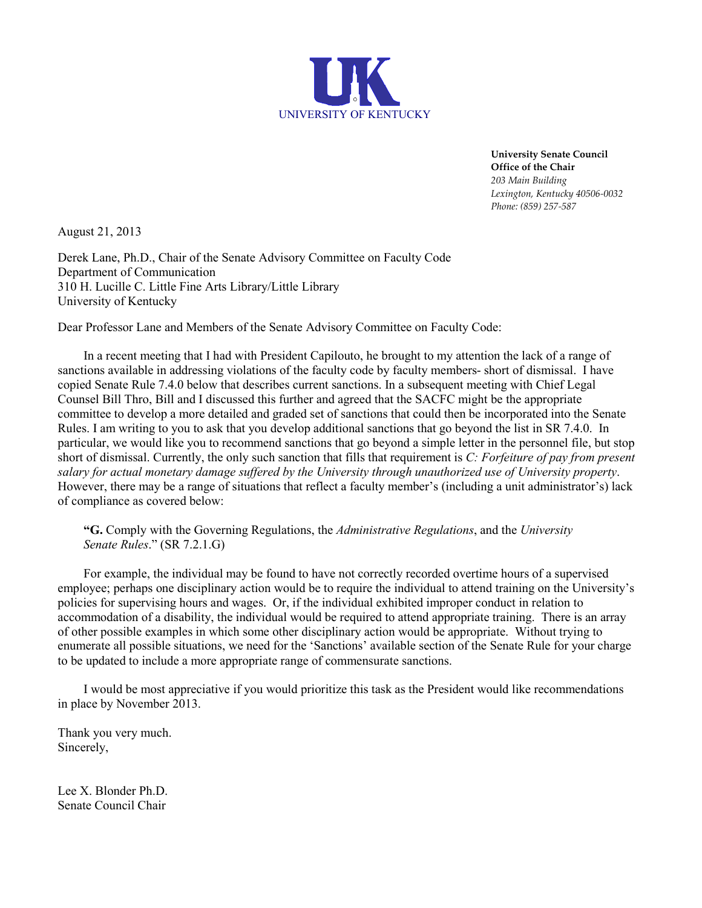UNIVERSITY OF KENTUCKY

**University Senate Council**
**Office of the Chair**
*203 Main Building*
*Lexington, Kentucky 40506-0032*
*Phone: (859) 257-587*

August 21, 2013

Derek Lane, Ph.D., Chair of the Senate Advisory Committee on Faculty Code
Department of Communication
310 H. Lucille C. Little Fine Arts Library/Little Library
University of Kentucky

Dear Professor Lane and Members of the Senate Advisory Committee on Faculty Code:

In a recent meeting that I had with President Capilouto, he brought to my attention the lack of a range of sanctions available in addressing violations of the faculty code by faculty members- short of dismissal. I have copied Senate Rule 7.4.0 below that describes current sanctions. In a subsequent meeting with Chief Legal Counsel Bill Thro, Bill and I discussed this further and agreed that the SACFC might be the appropriate committee to develop a more detailed and graded set of sanctions that could then be incorporated into the Senate Rules. I am writing to you to ask that you develop additional sanctions that go beyond the list in SR 7.4.0. In particular, we would like you to recommend sanctions that go beyond a simple letter in the personnel file, but stop short of dismissal. Currently, the only such sanction that fills that requirement is *C: Forfeiture of pay from present salary for actual monetary damage suffered by the University through unauthorized use of University property*. However, there may be a range of situations that reflect a faculty member's (including a unit administrator's) lack of compliance as covered below:

> **"G.** Comply with the Governing Regulations, the *Administrative Regulations*, and the *University Senate Rules*." (SR 7.2.1.G)

For example, the individual may be found to have not correctly recorded overtime hours of a supervised employee; perhaps one disciplinary action would be to require the individual to attend training on the University's policies for supervising hours and wages. Or, if the individual exhibited improper conduct in relation to accommodation of a disability, the individual would be required to attend appropriate training. There is an array of other possible examples in which some other disciplinary action would be appropriate. Without trying to enumerate all possible situations, we need for the 'Sanctions' available section of the Senate Rule for your charge to be updated to include a more appropriate range of commensurate sanctions.

I would be most appreciative if you would prioritize this task as the President would like recommendations in place by November 2013.

Thank you very much.
Sincerely,

Lee X. Blonder Ph.D.
Senate Council Chair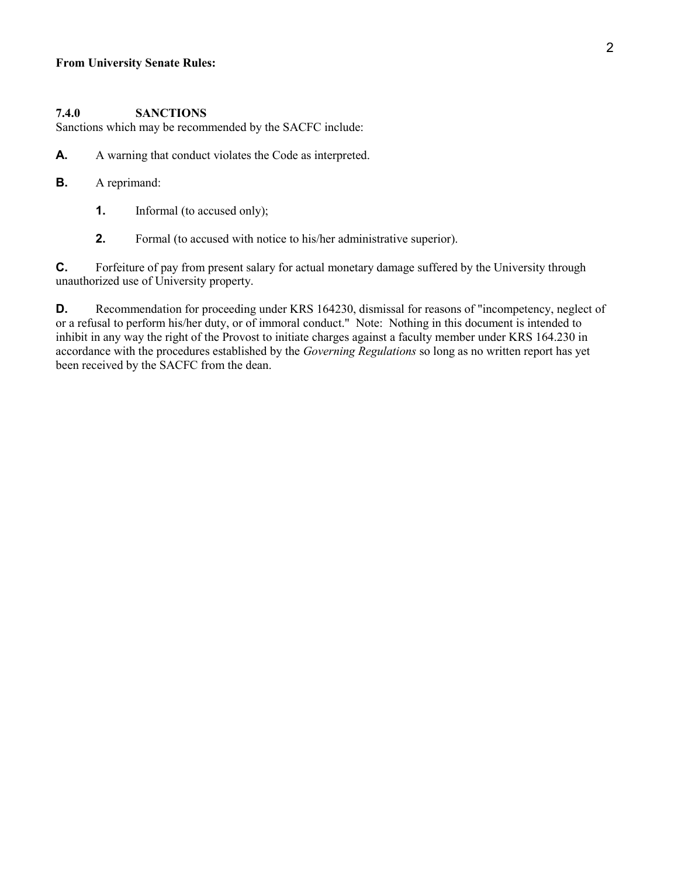**From University Senate Rules:**

### 7.4.0 SANCTIONS

Sanctions which may be recommended by the SACFC include:

**A.** A warning that conduct violates the Code as interpreted.

**B.** A reprimand:

   **1.** Informal (to accused only);

   **2.** Formal (to accused with notice to his/her administrative superior).

**C.** Forfeiture of pay from present salary for actual monetary damage suffered by the University through unauthorized use of University property.

**D.** Recommendation for proceeding under KRS 164230, dismissal for reasons of "incompetency, neglect of or a refusal to perform his/her duty, or of immoral conduct." Note: Nothing in this document is intended to inhibit in any way the right of the Provost to initiate charges against a faculty member under KRS 164.230 in accordance with the procedures established by the *Governing Regulations* so long as no written report has yet been received by the SACFC from the dean.